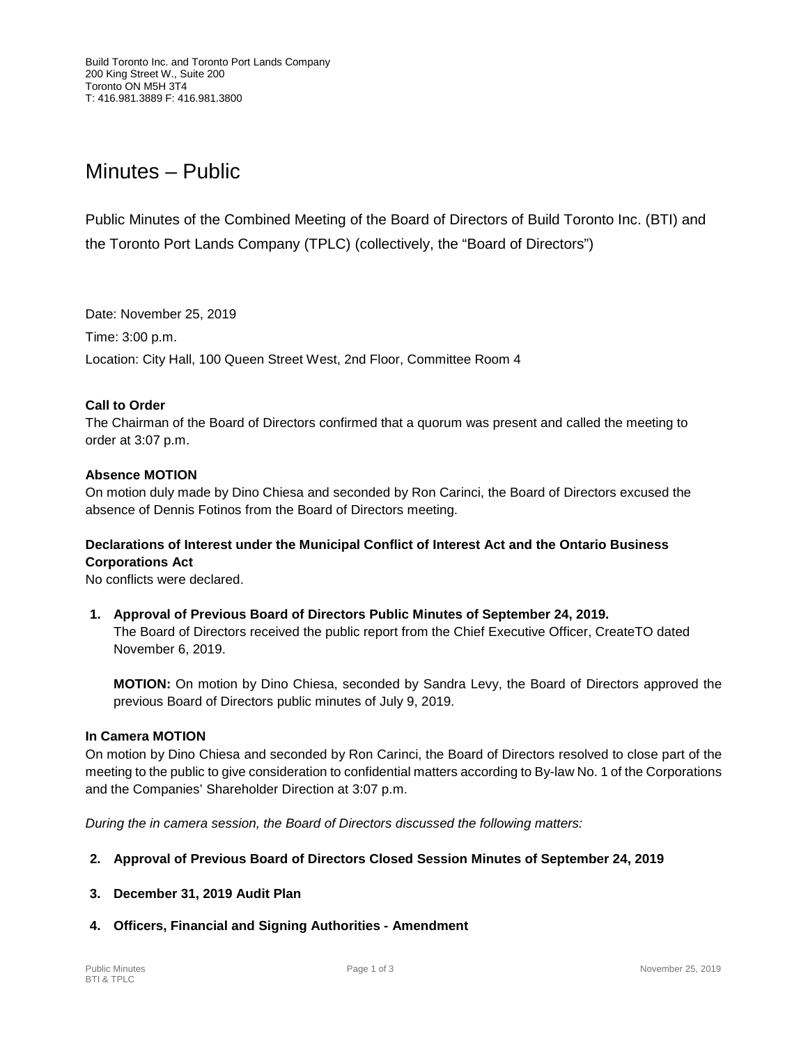Build Toronto Inc. and Toronto Port Lands Company
200 King Street W., Suite 200
Toronto ON M5H 3T4
T: 416.981.3889 F: 416.981.3800

# Minutes – Public

Public Minutes of the Combined Meeting of the Board of Directors of Build Toronto Inc. (BTI) and the Toronto Port Lands Company (TPLC) (collectively, the "Board of Directors")

Date: November 25, 2019

Time: 3:00 p.m.

Location: City Hall, 100 Queen Street West, 2nd Floor, Committee Room 4

**Call to Order**

The Chairman of the Board of Directors confirmed that a quorum was present and called the meeting to order at 3:07 p.m.

**Absence MOTION**

On motion duly made by Dino Chiesa and seconded by Ron Carinci, the Board of Directors excused the absence of Dennis Fotinos from the Board of Directors meeting.

**Declarations of Interest under the Municipal Conflict of Interest Act and the Ontario Business Corporations Act**

No conflicts were declared.

1. **Approval of Previous Board of Directors Public Minutes of September 24, 2019.**
   The Board of Directors received the public report from the Chief Executive Officer, CreateTO dated November 6, 2019.

   **MOTION:** On motion by Dino Chiesa, seconded by Sandra Levy, the Board of Directors approved the previous Board of Directors public minutes of July 9, 2019.

**In Camera MOTION**

On motion by Dino Chiesa and seconded by Ron Carinci, the Board of Directors resolved to close part of the meeting to the public to give consideration to confidential matters according to By-law No. 1 of the Corporations and the Companies' Shareholder Direction at 3:07 p.m.

*During the in camera session, the Board of Directors discussed the following matters:*

2. **Approval of Previous Board of Directors Closed Session Minutes of September 24, 2019**

3. **December 31, 2019 Audit Plan**

4. **Officers, Financial and Signing Authorities - Amendment**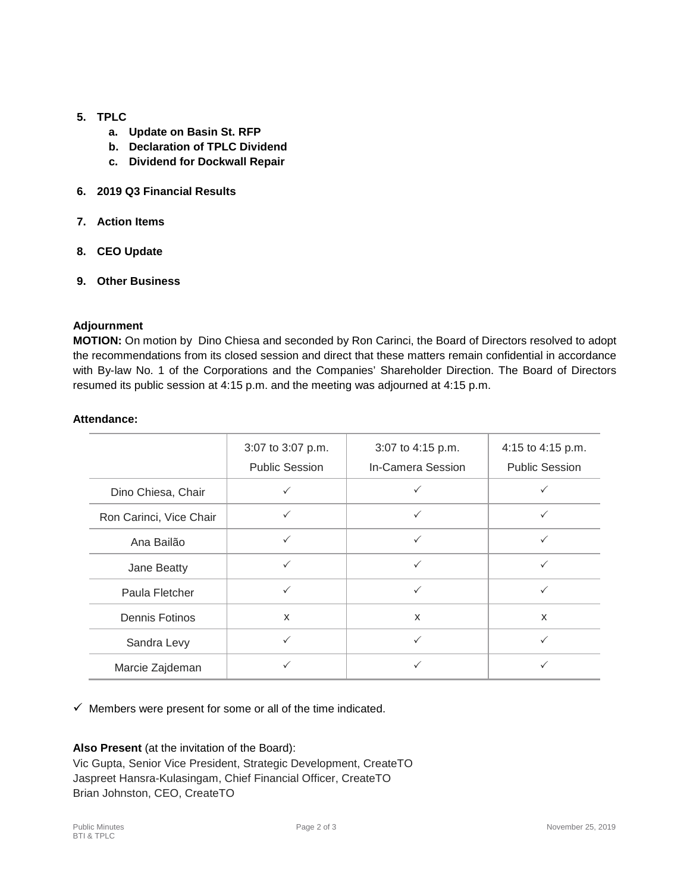5. **TPLC**
    a. **Update on Basin St. RFP**
    b. **Declaration of TPLC Dividend**
    c. **Dividend for Dockwall Repair**

6. **2019 Q3 Financial Results**

7. **Action Items**

8. **CEO Update**

9. **Other Business**

**Adjournment**

**MOTION:** On motion by Dino Chiesa and seconded by Ron Carinci, the Board of Directors resolved to adopt the recommendations from its closed session and direct that these matters remain confidential in accordance with By-law No. 1 of the Corporations and the Companies' Shareholder Direction. The Board of Directors resumed its public session at 4:15 p.m. and the meeting was adjourned at 4:15 p.m.

**Attendance:**

| | 3:07 to 3:07 p.m. Public Session | 3:07 to 4:15 p.m. In-Camera Session | 4:15 to 4:15 p.m. Public Session |
|---|---|---|---|
| Dino Chiesa, Chair | ✓ | ✓ | ✓ |
| Ron Carinci, Vice Chair | ✓ | ✓ | ✓ |
| Ana Bailão | ✓ | ✓ | ✓ |
| Jane Beatty | ✓ | ✓ | ✓ |
| Paula Fletcher | ✓ | ✓ | ✓ |
| Dennis Fotinos | x | x | x |
| Sandra Levy | ✓ | ✓ | ✓ |
| Marcie Zajdeman | ✓ | ✓ | ✓ |

✓ Members were present for some or all of the time indicated.

**Also Present** (at the invitation of the Board):
Vic Gupta, Senior Vice President, Strategic Development, CreateTO
Jaspreet Hansra-Kulasingam, Chief Financial Officer, CreateTO
Brian Johnston, CEO, CreateTO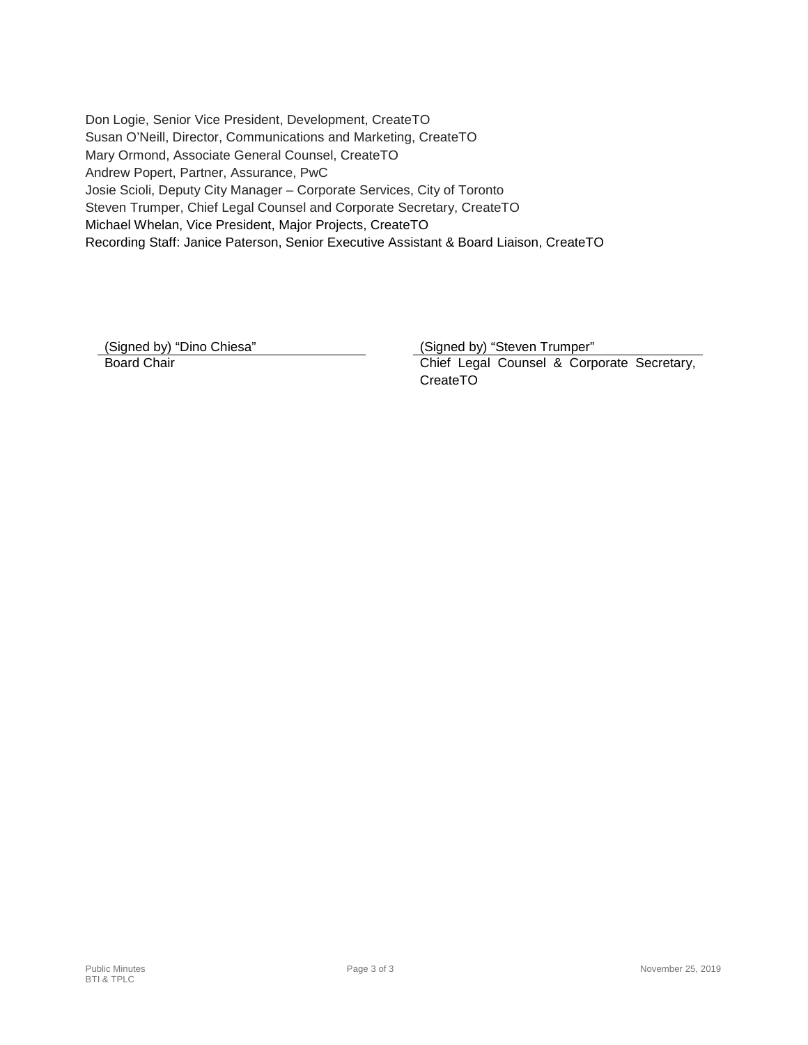Don Logie, Senior Vice President, Development, CreateTO
Susan O'Neill, Director, Communications and Marketing, CreateTO
Mary Ormond, Associate General Counsel, CreateTO
Andrew Popert, Partner, Assurance, PwC
Josie Scioli, Deputy City Manager – Corporate Services, City of Toronto
Steven Trumper, Chief Legal Counsel and Corporate Secretary, CreateTO
Michael Whelan, Vice President, Major Projects, CreateTO
Recording Staff: Janice Paterson, Senior Executive Assistant & Board Liaison, CreateTO

(Signed by) "Dino Chiesa"
Board Chair

(Signed by) "Steven Trumper"
Chief Legal Counsel & Corporate Secretary, CreateTO